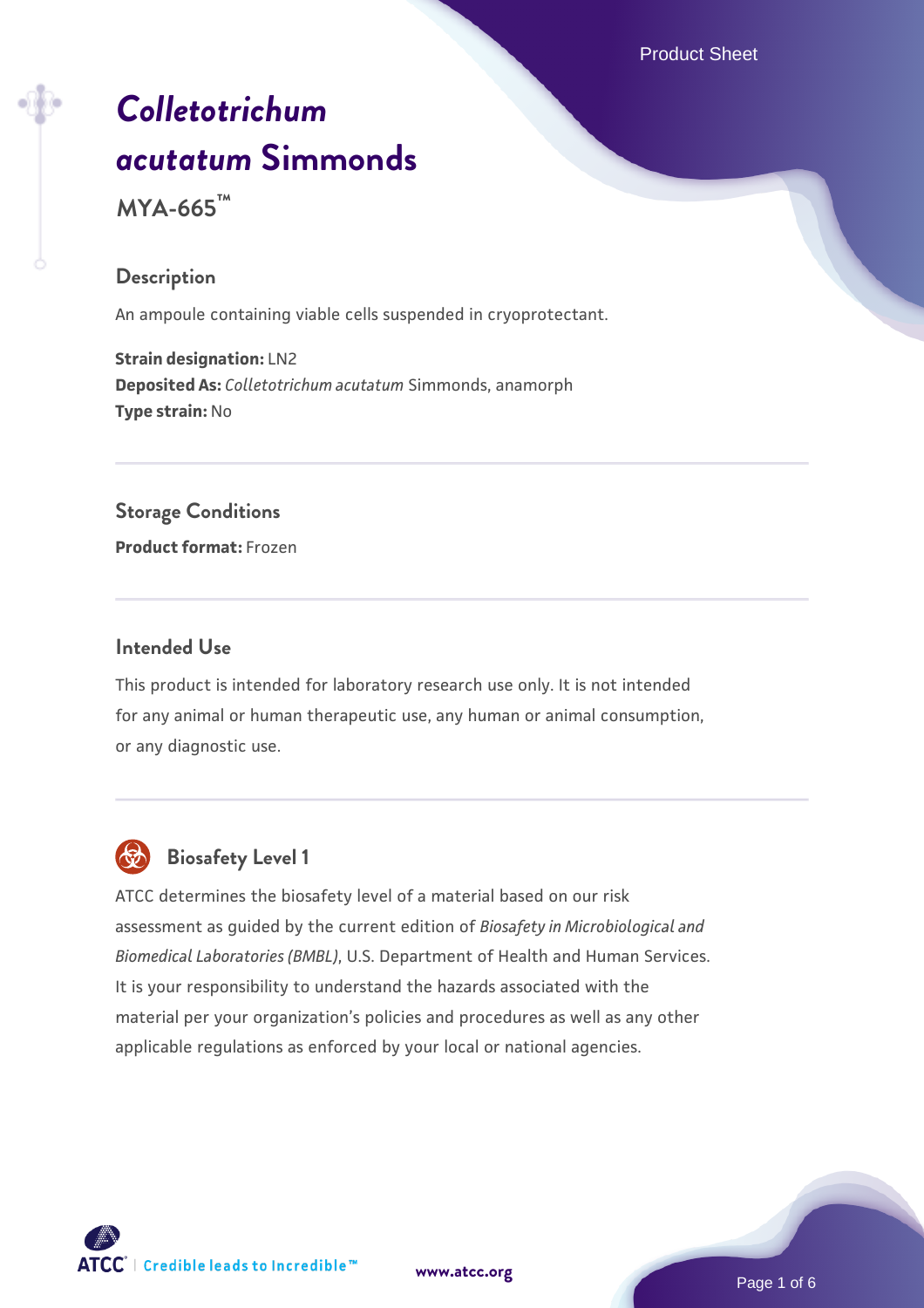# *Colletotrichum acutatum* Simmonds

**MYA-665™**

## Description

An ampoule containing viable cells suspended in cryoprotectant.

**Strain designation:** LN2
**Deposited As:** *Colletotrichum acutatum* Simmonds, anamorph
**Type strain:** No

## Storage Conditions

**Product format:** Frozen

## Intended Use

This product is intended for laboratory research use only. It is not intended for any animal or human therapeutic use, any human or animal consumption, or any diagnostic use.

## Biosafety Level 1

ATCC determines the biosafety level of a material based on our risk assessment as guided by the current edition of *Biosafety in Microbiological and Biomedical Laboratories (BMBL)*, U.S. Department of Health and Human Services. It is your responsibility to understand the hazards associated with the material per your organization's policies and procedures as well as any other applicable regulations as enforced by your local or national agencies.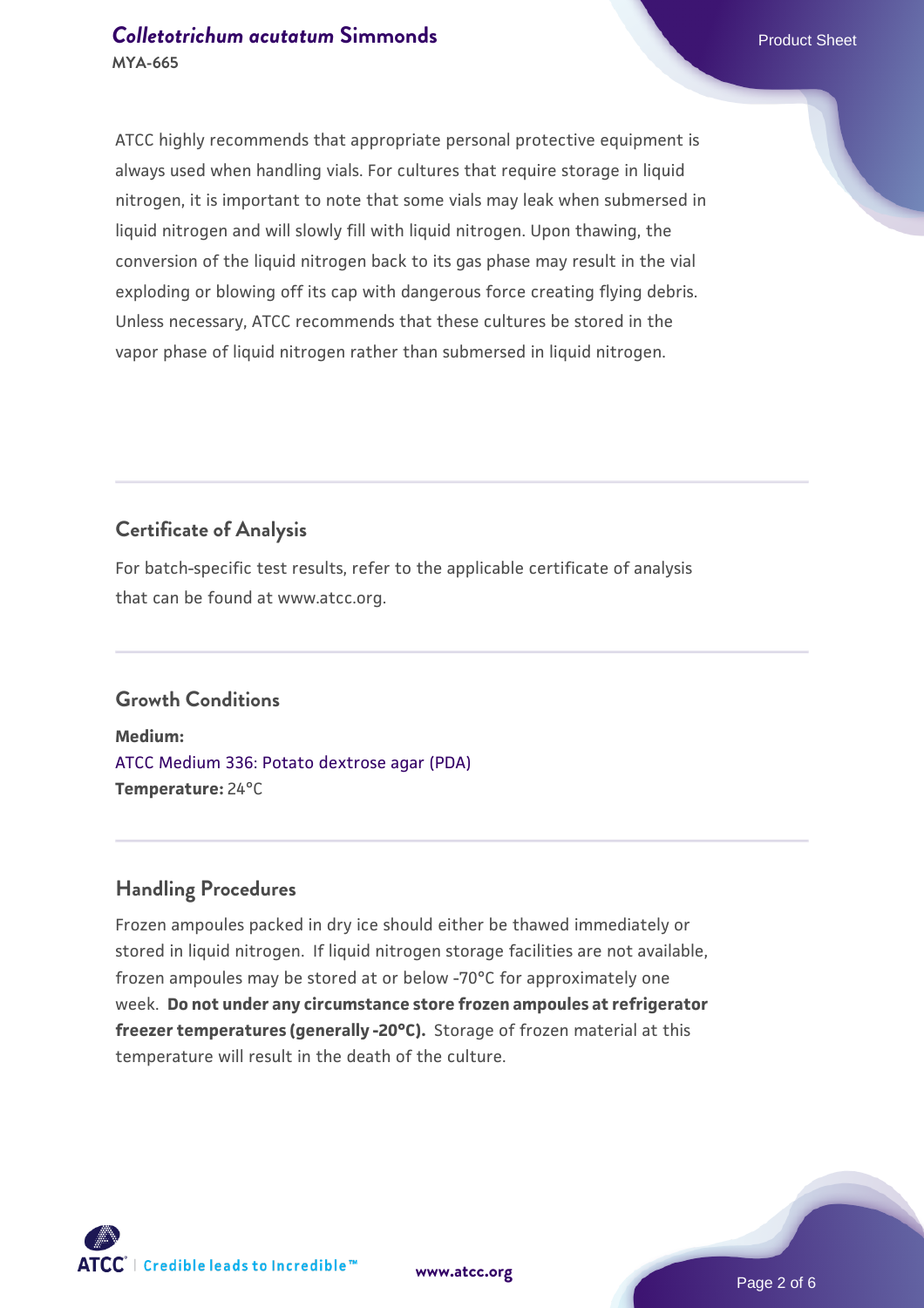ATCC highly recommends that appropriate personal protective equipment is always used when handling vials. For cultures that require storage in liquid nitrogen, it is important to note that some vials may leak when submersed in liquid nitrogen and will slowly fill with liquid nitrogen. Upon thawing, the conversion of the liquid nitrogen back to its gas phase may result in the vial exploding or blowing off its cap with dangerous force creating flying debris. Unless necessary, ATCC recommends that these cultures be stored in the vapor phase of liquid nitrogen rather than submersed in liquid nitrogen.

## Certificate of Analysis

For batch-specific test results, refer to the applicable certificate of analysis that can be found at www.atcc.org.

## Growth Conditions

**Medium:**
ATCC Medium 336: Potato dextrose agar (PDA)
**Temperature:** 24°C

## Handling Procedures

Frozen ampoules packed in dry ice should either be thawed immediately or stored in liquid nitrogen. If liquid nitrogen storage facilities are not available, frozen ampoules may be stored at or below -70°C for approximately one week. **Do not under any circumstance store frozen ampoules at refrigerator freezer temperatures (generally -20°C).** Storage of frozen material at this temperature will result in the death of the culture.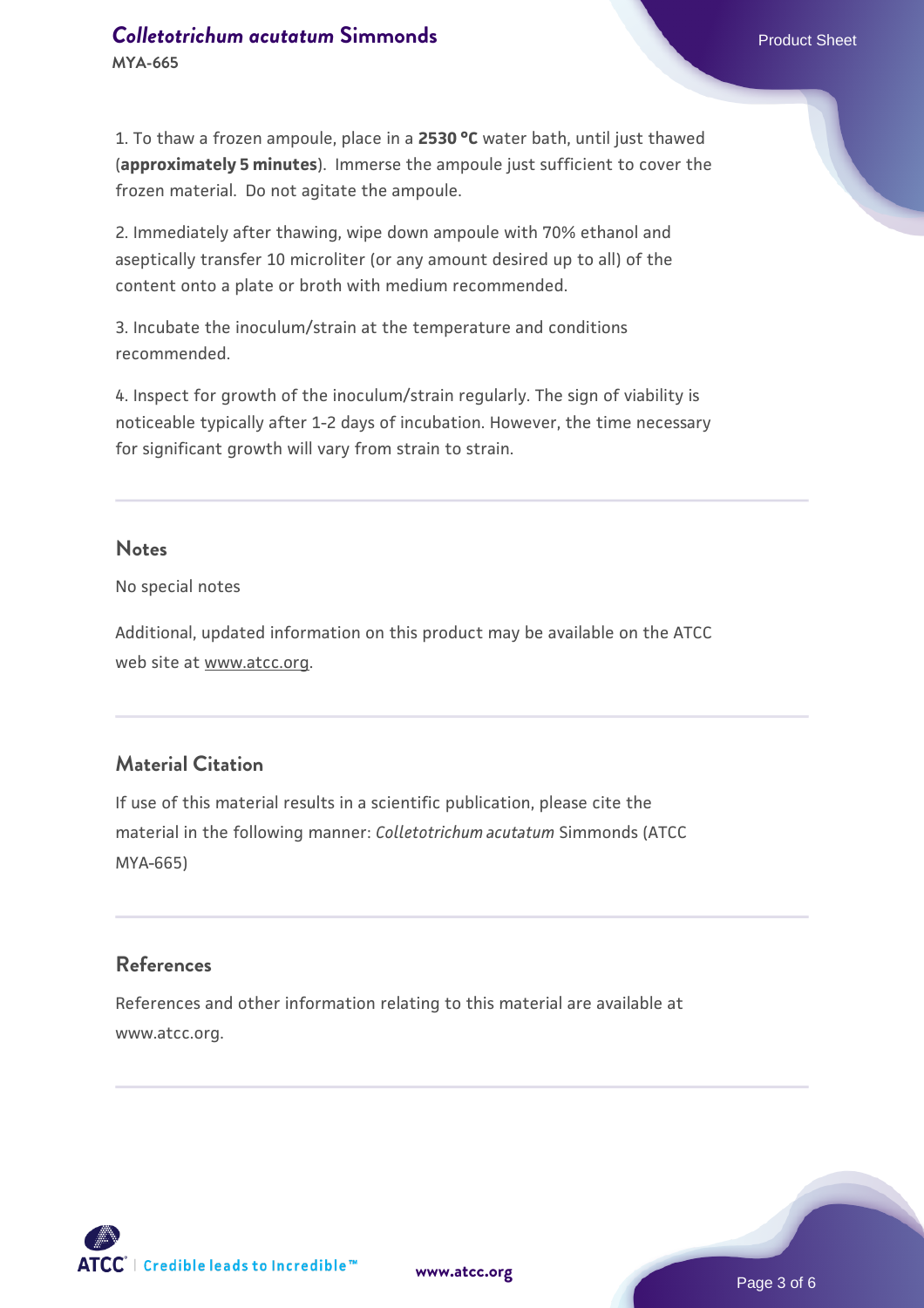1. To thaw a frozen ampoule, place in a **2530 °C** water bath, until just thawed (**approximately 5 minutes**). Immerse the ampoule just sufficient to cover the frozen material. Do not agitate the ampoule.

2. Immediately after thawing, wipe down ampoule with 70% ethanol and aseptically transfer 10 microliter (or any amount desired up to all) of the content onto a plate or broth with medium recommended.

3. Incubate the inoculum/strain at the temperature and conditions recommended.

4. Inspect for growth of the inoculum/strain regularly. The sign of viability is noticeable typically after 1-2 days of incubation. However, the time necessary for significant growth will vary from strain to strain.

## Notes

No special notes

Additional, updated information on this product may be available on the ATCC web site at www.atcc.org.

## Material Citation

If use of this material results in a scientific publication, please cite the material in the following manner: *Colletotrichum acutatum* Simmonds (ATCC MYA-665)

## References

References and other information relating to this material are available at www.atcc.org.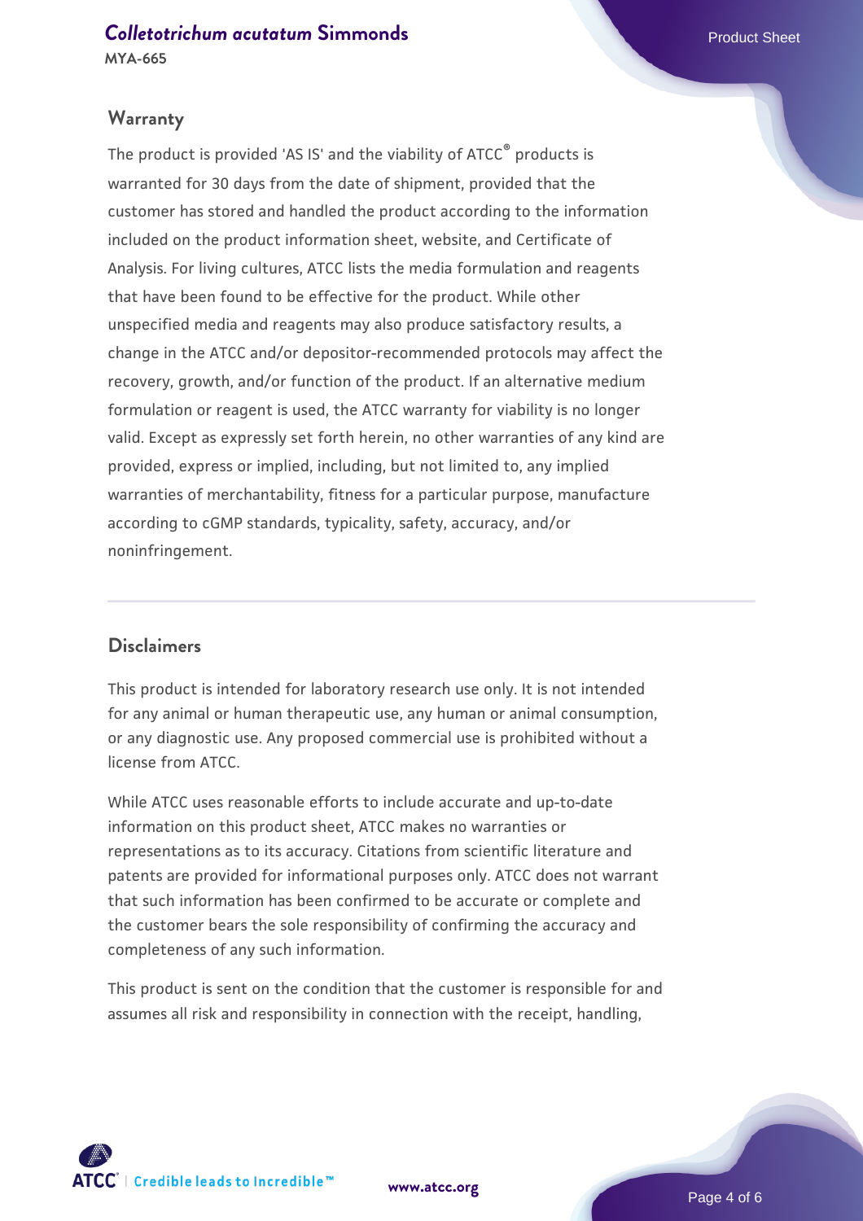## Warranty

The product is provided 'AS IS' and the viability of ATCC® products is warranted for 30 days from the date of shipment, provided that the customer has stored and handled the product according to the information included on the product information sheet, website, and Certificate of Analysis. For living cultures, ATCC lists the media formulation and reagents that have been found to be effective for the product. While other unspecified media and reagents may also produce satisfactory results, a change in the ATCC and/or depositor-recommended protocols may affect the recovery, growth, and/or function of the product. If an alternative medium formulation or reagent is used, the ATCC warranty for viability is no longer valid. Except as expressly set forth herein, no other warranties of any kind are provided, express or implied, including, but not limited to, any implied warranties of merchantability, fitness for a particular purpose, manufacture according to cGMP standards, typicality, safety, accuracy, and/or noninfringement.

## Disclaimers

This product is intended for laboratory research use only. It is not intended for any animal or human therapeutic use, any human or animal consumption, or any diagnostic use. Any proposed commercial use is prohibited without a license from ATCC.

While ATCC uses reasonable efforts to include accurate and up-to-date information on this product sheet, ATCC makes no warranties or representations as to its accuracy. Citations from scientific literature and patents are provided for informational purposes only. ATCC does not warrant that such information has been confirmed to be accurate or complete and the customer bears the sole responsibility of confirming the accuracy and completeness of any such information.

This product is sent on the condition that the customer is responsible for and assumes all risk and responsibility in connection with the receipt, handling,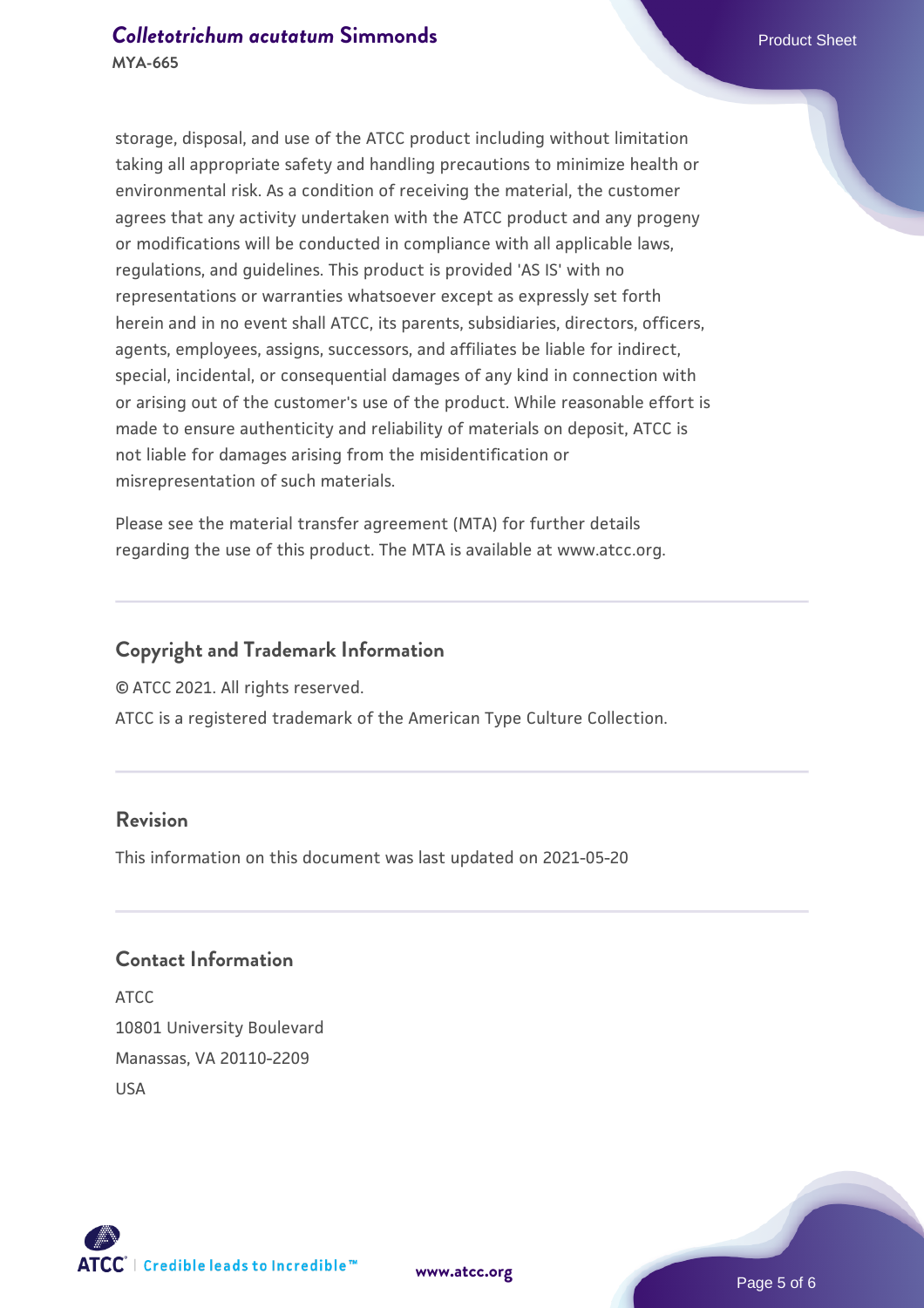storage, disposal, and use of the ATCC product including without limitation taking all appropriate safety and handling precautions to minimize health or environmental risk. As a condition of receiving the material, the customer agrees that any activity undertaken with the ATCC product and any progeny or modifications will be conducted in compliance with all applicable laws, regulations, and guidelines. This product is provided 'AS IS' with no representations or warranties whatsoever except as expressly set forth herein and in no event shall ATCC, its parents, subsidiaries, directors, officers, agents, employees, assigns, successors, and affiliates be liable for indirect, special, incidental, or consequential damages of any kind in connection with or arising out of the customer's use of the product. While reasonable effort is made to ensure authenticity and reliability of materials on deposit, ATCC is not liable for damages arising from the misidentification or misrepresentation of such materials.

Please see the material transfer agreement (MTA) for further details regarding the use of this product. The MTA is available at www.atcc.org.

## Copyright and Trademark Information

© ATCC 2021. All rights reserved.

ATCC is a registered trademark of the American Type Culture Collection.

## Revision

This information on this document was last updated on 2021-05-20

## Contact Information

ATCC
10801 University Boulevard
Manassas, VA 20110-2209
USA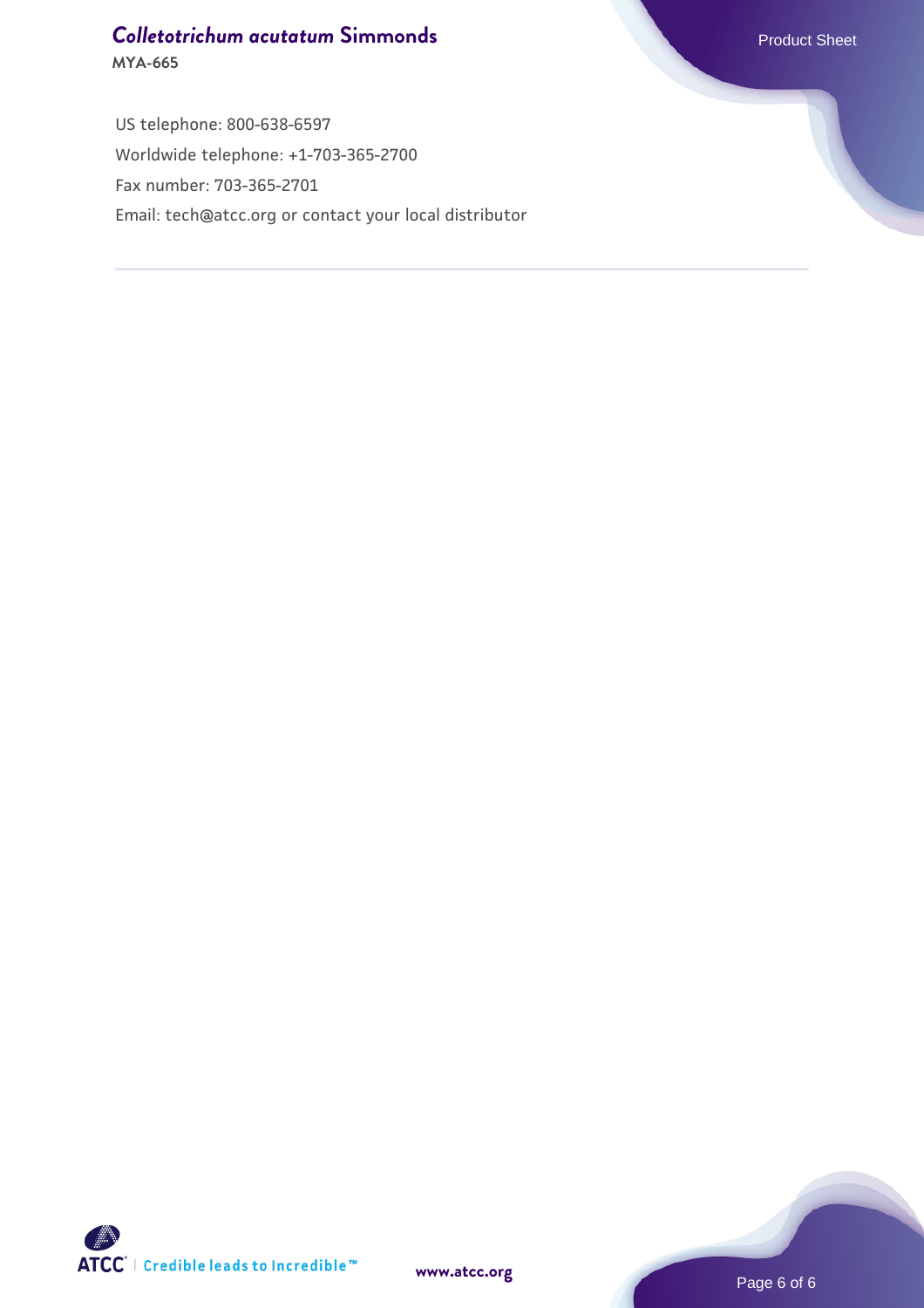US telephone: 800-638-6597

Worldwide telephone: +1-703-365-2700

Fax number: 703-365-2701

Email: tech@atcc.org or contact your local distributor